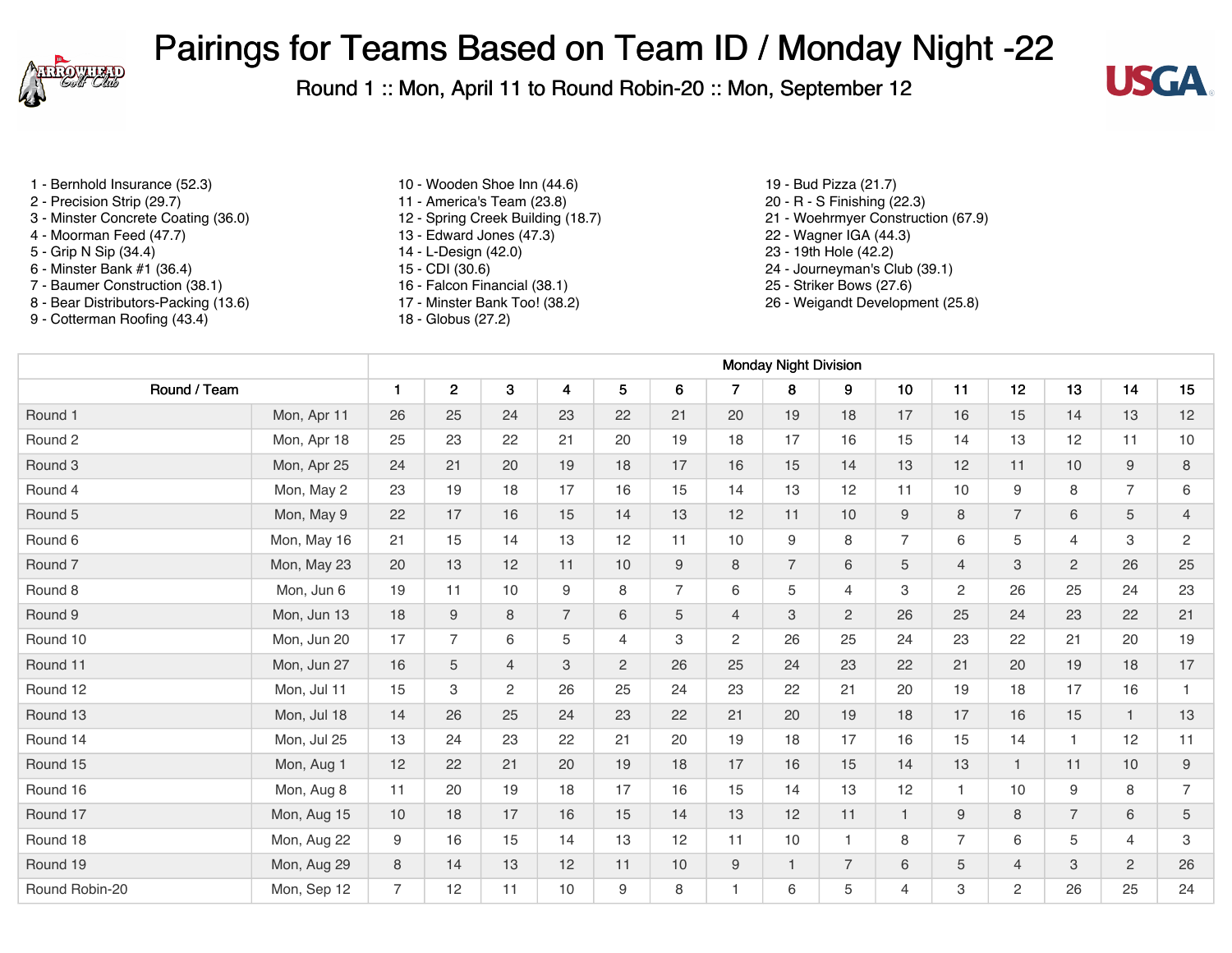# Pairings for Teams Based on Team ID / Monday Night -22

Round 1 :: Mon, April 11 to Round Robin-20 :: Mon, September 12

1 - Bernhold Insurance (52.3)
2 - Precision Strip (29.7)
3 - Minster Concrete Coating (36.0)
4 - Moorman Feed (47.7)
5 - Grip N Sip (34.4)
6 - Minster Bank #1 (36.4)
7 - Baumer Construction (38.1)
8 - Bear Distributors-Packing (13.6)
9 - Cotterman Roofing (43.4)
10 - Wooden Shoe Inn (44.6)
11 - America's Team (23.8)
12 - Spring Creek Building (18.7)
13 - Edward Jones (47.3)
14 - L-Design (42.0)
15 - CDI (30.6)
16 - Falcon Financial (38.1)
17 - Minster Bank Too! (38.2)
18 - Globus (27.2)
19 - Bud Pizza (21.7)
20 - R - S Finishing (22.3)
21 - Woehrmyer Construction (67.9)
22 - Wagner IGA (44.3)
23 - 19th Hole (42.2)
24 - Journeyman's Club (39.1)
25 - Striker Bows (27.6)
26 - Weigandt Development (25.8)

| | | Monday Night Division | | | | | | | | | | | | | | |
|---|---|---|---|---|---|---|---|---|---|---|---|---|---|---|---|---|
| Round / Team | | 1 | 2 | 3 | 4 | 5 | 6 | 7 | 8 | 9 | 10 | 11 | 12 | 13 | 14 | 15 |
| Round 1 | Mon, Apr 11 | 26 | 25 | 24 | 23 | 22 | 21 | 20 | 19 | 18 | 17 | 16 | 15 | 14 | 13 | 12 |
| Round 2 | Mon, Apr 18 | 25 | 23 | 22 | 21 | 20 | 19 | 18 | 17 | 16 | 15 | 14 | 13 | 12 | 11 | 10 |
| Round 3 | Mon, Apr 25 | 24 | 21 | 20 | 19 | 18 | 17 | 16 | 15 | 14 | 13 | 12 | 11 | 10 | 9 | 8 |
| Round 4 | Mon, May 2 | 23 | 19 | 18 | 17 | 16 | 15 | 14 | 13 | 12 | 11 | 10 | 9 | 8 | 7 | 6 |
| Round 5 | Mon, May 9 | 22 | 17 | 16 | 15 | 14 | 13 | 12 | 11 | 10 | 9 | 8 | 7 | 6 | 5 | 4 |
| Round 6 | Mon, May 16 | 21 | 15 | 14 | 13 | 12 | 11 | 10 | 9 | 8 | 7 | 6 | 5 | 4 | 3 | 2 |
| Round 7 | Mon, May 23 | 20 | 13 | 12 | 11 | 10 | 9 | 8 | 7 | 6 | 5 | 4 | 3 | 2 | 26 | 25 |
| Round 8 | Mon, Jun 6 | 19 | 11 | 10 | 9 | 8 | 7 | 6 | 5 | 4 | 3 | 2 | 26 | 25 | 24 | 23 |
| Round 9 | Mon, Jun 13 | 18 | 9 | 8 | 7 | 6 | 5 | 4 | 3 | 2 | 26 | 25 | 24 | 23 | 22 | 21 |
| Round 10 | Mon, Jun 20 | 17 | 7 | 6 | 5 | 4 | 3 | 2 | 26 | 25 | 24 | 23 | 22 | 21 | 20 | 19 |
| Round 11 | Mon, Jun 27 | 16 | 5 | 4 | 3 | 2 | 26 | 25 | 24 | 23 | 22 | 21 | 20 | 19 | 18 | 17 |
| Round 12 | Mon, Jul 11 | 15 | 3 | 2 | 26 | 25 | 24 | 23 | 22 | 21 | 20 | 19 | 18 | 17 | 16 | 1 |
| Round 13 | Mon, Jul 18 | 14 | 26 | 25 | 24 | 23 | 22 | 21 | 20 | 19 | 18 | 17 | 16 | 15 | 1 | 13 |
| Round 14 | Mon, Jul 25 | 13 | 24 | 23 | 22 | 21 | 20 | 19 | 18 | 17 | 16 | 15 | 14 | 1 | 12 | 11 |
| Round 15 | Mon, Aug 1 | 12 | 22 | 21 | 20 | 19 | 18 | 17 | 16 | 15 | 14 | 13 | 1 | 11 | 10 | 9 |
| Round 16 | Mon, Aug 8 | 11 | 20 | 19 | 18 | 17 | 16 | 15 | 14 | 13 | 12 | 1 | 10 | 9 | 8 | 7 |
| Round 17 | Mon, Aug 15 | 10 | 18 | 17 | 16 | 15 | 14 | 13 | 12 | 11 | 1 | 9 | 8 | 7 | 6 | 5 |
| Round 18 | Mon, Aug 22 | 9 | 16 | 15 | 14 | 13 | 12 | 11 | 10 | 1 | 8 | 7 | 6 | 5 | 4 | 3 |
| Round 19 | Mon, Aug 29 | 8 | 14 | 13 | 12 | 11 | 10 | 9 | 1 | 7 | 6 | 5 | 4 | 3 | 2 | 26 |
| Round Robin-20 | Mon, Sep 12 | 7 | 12 | 11 | 10 | 9 | 8 | 1 | 6 | 5 | 4 | 3 | 2 | 26 | 25 | 24 |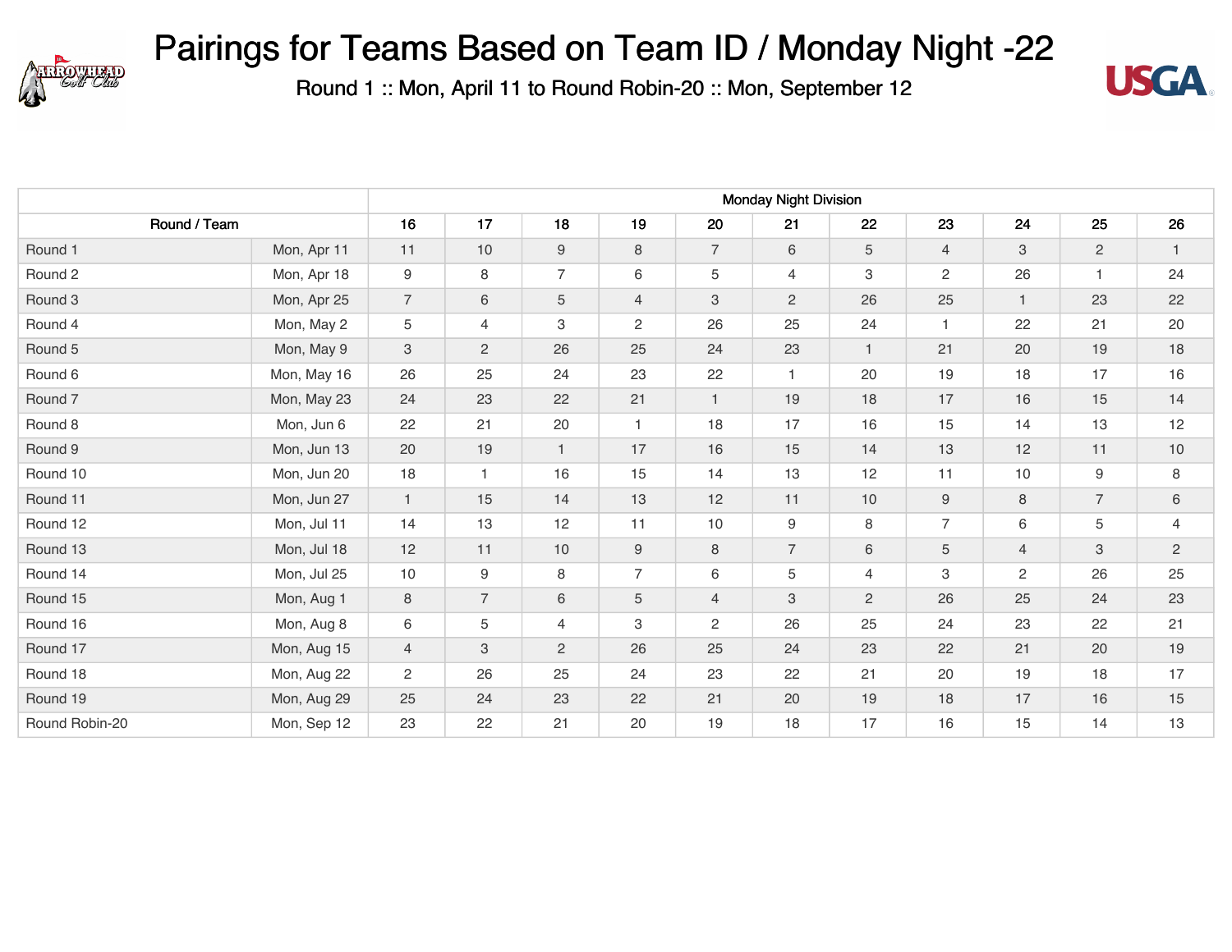# Pairings for Teams Based on Team ID / Monday Night -22

Round 1 :: Mon, April 11 to Round Robin-20 :: Mon, September 12

| | | Monday Night Division | | | | | | | | | | |
|---|---|---|---|---|---|---|---|---|---|---|---|---|
| Round / Team | | 16 | 17 | 18 | 19 | 20 | 21 | 22 | 23 | 24 | 25 | 26 |
| Round 1 | Mon, Apr 11 | 11 | 10 | 9 | 8 | 7 | 6 | 5 | 4 | 3 | 2 | 1 |
| Round 2 | Mon, Apr 18 | 9 | 8 | 7 | 6 | 5 | 4 | 3 | 2 | 26 | 1 | 24 |
| Round 3 | Mon, Apr 25 | 7 | 6 | 5 | 4 | 3 | 2 | 26 | 25 | 1 | 23 | 22 |
| Round 4 | Mon, May 2 | 5 | 4 | 3 | 2 | 26 | 25 | 24 | 1 | 22 | 21 | 20 |
| Round 5 | Mon, May 9 | 3 | 2 | 26 | 25 | 24 | 23 | 1 | 21 | 20 | 19 | 18 |
| Round 6 | Mon, May 16 | 26 | 25 | 24 | 23 | 22 | 1 | 20 | 19 | 18 | 17 | 16 |
| Round 7 | Mon, May 23 | 24 | 23 | 22 | 21 | 1 | 19 | 18 | 17 | 16 | 15 | 14 |
| Round 8 | Mon, Jun 6 | 22 | 21 | 20 | 1 | 18 | 17 | 16 | 15 | 14 | 13 | 12 |
| Round 9 | Mon, Jun 13 | 20 | 19 | 1 | 17 | 16 | 15 | 14 | 13 | 12 | 11 | 10 |
| Round 10 | Mon, Jun 20 | 18 | 1 | 16 | 15 | 14 | 13 | 12 | 11 | 10 | 9 | 8 |
| Round 11 | Mon, Jun 27 | 1 | 15 | 14 | 13 | 12 | 11 | 10 | 9 | 8 | 7 | 6 |
| Round 12 | Mon, Jul 11 | 14 | 13 | 12 | 11 | 10 | 9 | 8 | 7 | 6 | 5 | 4 |
| Round 13 | Mon, Jul 18 | 12 | 11 | 10 | 9 | 8 | 7 | 6 | 5 | 4 | 3 | 2 |
| Round 14 | Mon, Jul 25 | 10 | 9 | 8 | 7 | 6 | 5 | 4 | 3 | 2 | 26 | 25 |
| Round 15 | Mon, Aug 1 | 8 | 7 | 6 | 5 | 4 | 3 | 2 | 26 | 25 | 24 | 23 |
| Round 16 | Mon, Aug 8 | 6 | 5 | 4 | 3 | 2 | 26 | 25 | 24 | 23 | 22 | 21 |
| Round 17 | Mon, Aug 15 | 4 | 3 | 2 | 26 | 25 | 24 | 23 | 22 | 21 | 20 | 19 |
| Round 18 | Mon, Aug 22 | 2 | 26 | 25 | 24 | 23 | 22 | 21 | 20 | 19 | 18 | 17 |
| Round 19 | Mon, Aug 29 | 25 | 24 | 23 | 22 | 21 | 20 | 19 | 18 | 17 | 16 | 15 |
| Round Robin-20 | Mon, Sep 12 | 23 | 22 | 21 | 20 | 19 | 18 | 17 | 16 | 15 | 14 | 13 |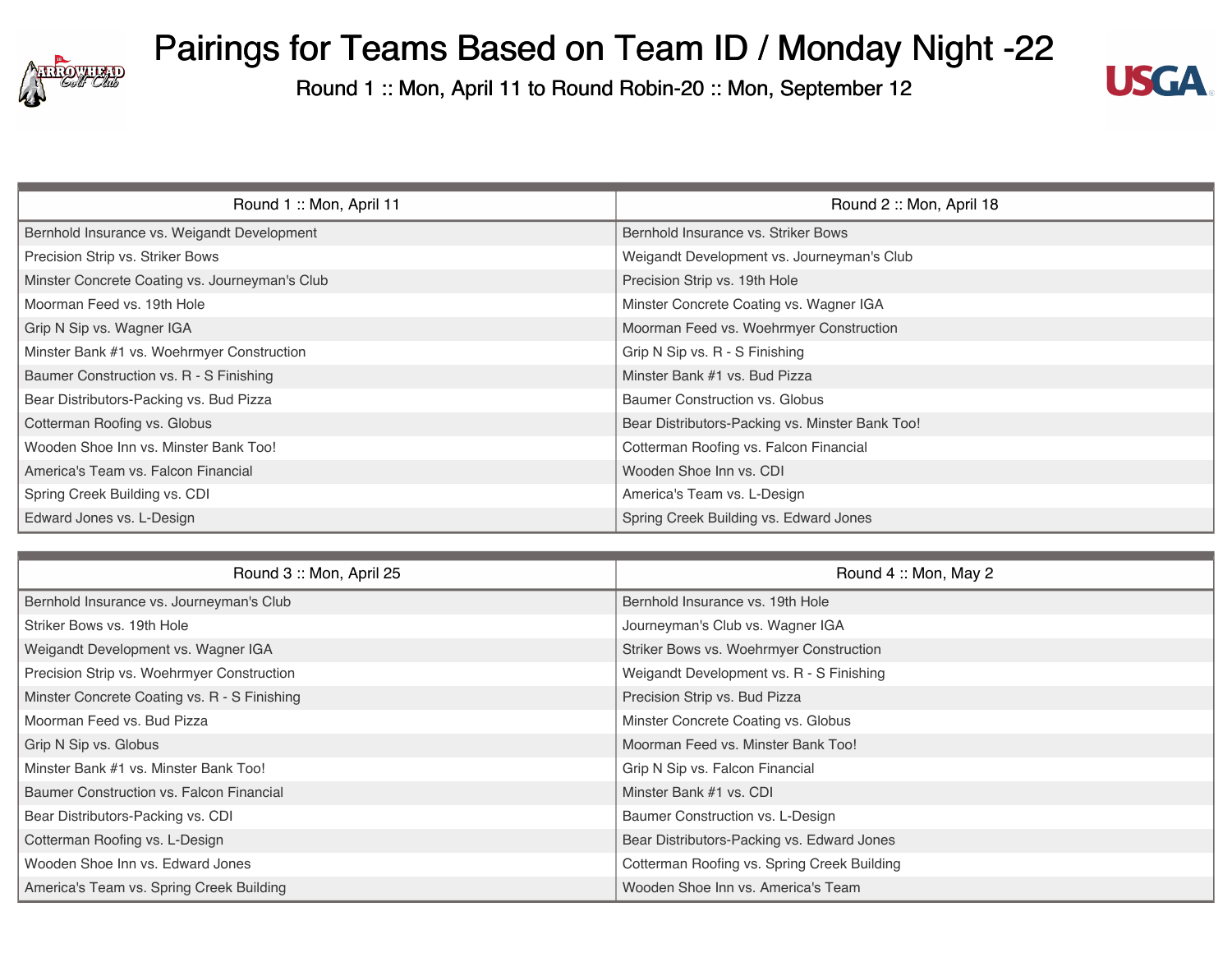# Pairings for Teams Based on Team ID / Monday Night -22

## Round 1 :: Mon, April 11 to Round Robin-20 :: Mon, September 12

| Round 1 :: Mon, April 11 | Round 2 :: Mon, April 18 |
|---|---|
| Bernhold Insurance vs. Weigandt Development | Bernhold Insurance vs. Striker Bows |
| Precision Strip vs. Striker Bows | Weigandt Development vs. Journeyman's Club |
| Minster Concrete Coating vs. Journeyman's Club | Precision Strip vs. 19th Hole |
| Moorman Feed vs. 19th Hole | Minster Concrete Coating vs. Wagner IGA |
| Grip N Sip vs. Wagner IGA | Moorman Feed vs. Woehrmyer Construction |
| Minster Bank #1 vs. Woehrmyer Construction | Grip N Sip vs. R - S Finishing |
| Baumer Construction vs. R - S Finishing | Minster Bank #1 vs. Bud Pizza |
| Bear Distributors-Packing vs. Bud Pizza | Baumer Construction vs. Globus |
| Cotterman Roofing vs. Globus | Bear Distributors-Packing vs. Minster Bank Too! |
| Wooden Shoe Inn vs. Minster Bank Too! | Cotterman Roofing vs. Falcon Financial |
| America's Team vs. Falcon Financial | Wooden Shoe Inn vs. CDI |
| Spring Creek Building vs. CDI | America's Team vs. L-Design |
| Edward Jones vs. L-Design | Spring Creek Building vs. Edward Jones |

| Round 3 :: Mon, April 25 | Round 4 :: Mon, May 2 |
|---|---|
| Bernhold Insurance vs. Journeyman's Club | Bernhold Insurance vs. 19th Hole |
| Striker Bows vs. 19th Hole | Journeyman's Club vs. Wagner IGA |
| Weigandt Development vs. Wagner IGA | Striker Bows vs. Woehrmyer Construction |
| Precision Strip vs. Woehrmyer Construction | Weigandt Development vs. R - S Finishing |
| Minster Concrete Coating vs. R - S Finishing | Precision Strip vs. Bud Pizza |
| Moorman Feed vs. Bud Pizza | Minster Concrete Coating vs. Globus |
| Grip N Sip vs. Globus | Moorman Feed vs. Minster Bank Too! |
| Minster Bank #1 vs. Minster Bank Too! | Grip N Sip vs. Falcon Financial |
| Baumer Construction vs. Falcon Financial | Minster Bank #1 vs. CDI |
| Bear Distributors-Packing vs. CDI | Baumer Construction vs. L-Design |
| Cotterman Roofing vs. L-Design | Bear Distributors-Packing vs. Edward Jones |
| Wooden Shoe Inn vs. Edward Jones | Cotterman Roofing vs. Spring Creek Building |
| America's Team vs. Spring Creek Building | Wooden Shoe Inn vs. America's Team |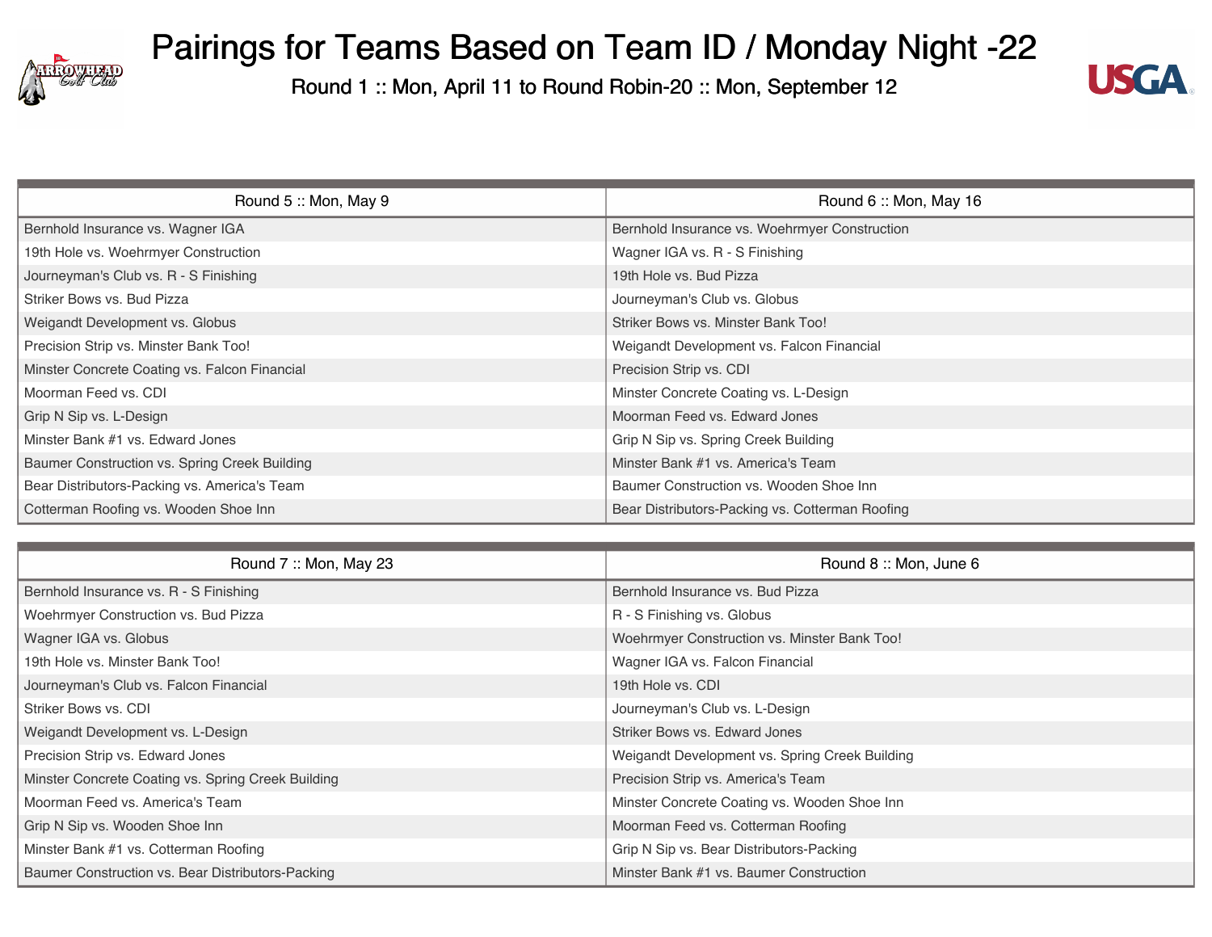# Pairings for Teams Based on Team ID / Monday Night -22

Round 1 :: Mon, April 11 to Round Robin-20 :: Mon, September 12

| Round 5 :: Mon, May 9 | Round 6 :: Mon, May 16 |
|---|---|
| Bernhold Insurance vs. Wagner IGA | Bernhold Insurance vs. Woehrmyer Construction |
| 19th Hole vs. Woehrmyer Construction | Wagner IGA vs. R - S Finishing |
| Journeyman's Club vs. R - S Finishing | 19th Hole vs. Bud Pizza |
| Striker Bows vs. Bud Pizza | Journeyman's Club vs. Globus |
| Weigandt Development vs. Globus | Striker Bows vs. Minster Bank Too! |
| Precision Strip vs. Minster Bank Too! | Weigandt Development vs. Falcon Financial |
| Minster Concrete Coating vs. Falcon Financial | Precision Strip vs. CDI |
| Moorman Feed vs. CDI | Minster Concrete Coating vs. L-Design |
| Grip N Sip vs. L-Design | Moorman Feed vs. Edward Jones |
| Minster Bank #1 vs. Edward Jones | Grip N Sip vs. Spring Creek Building |
| Baumer Construction vs. Spring Creek Building | Minster Bank #1 vs. America's Team |
| Bear Distributors-Packing vs. America's Team | Baumer Construction vs. Wooden Shoe Inn |
| Cotterman Roofing vs. Wooden Shoe Inn | Bear Distributors-Packing vs. Cotterman Roofing |

| Round 7 :: Mon, May 23 | Round 8 :: Mon, June 6 |
|---|---|
| Bernhold Insurance vs. R - S Finishing | Bernhold Insurance vs. Bud Pizza |
| Woehrmyer Construction vs. Bud Pizza | R - S Finishing vs. Globus |
| Wagner IGA vs. Globus | Woehrmyer Construction vs. Minster Bank Too! |
| 19th Hole vs. Minster Bank Too! | Wagner IGA vs. Falcon Financial |
| Journeyman's Club vs. Falcon Financial | 19th Hole vs. CDI |
| Striker Bows vs. CDI | Journeyman's Club vs. L-Design |
| Weigandt Development vs. L-Design | Striker Bows vs. Edward Jones |
| Precision Strip vs. Edward Jones | Weigandt Development vs. Spring Creek Building |
| Minster Concrete Coating vs. Spring Creek Building | Precision Strip vs. America's Team |
| Moorman Feed vs. America's Team | Minster Concrete Coating vs. Wooden Shoe Inn |
| Grip N Sip vs. Wooden Shoe Inn | Moorman Feed vs. Cotterman Roofing |
| Minster Bank #1 vs. Cotterman Roofing | Grip N Sip vs. Bear Distributors-Packing |
| Baumer Construction vs. Bear Distributors-Packing | Minster Bank #1 vs. Baumer Construction |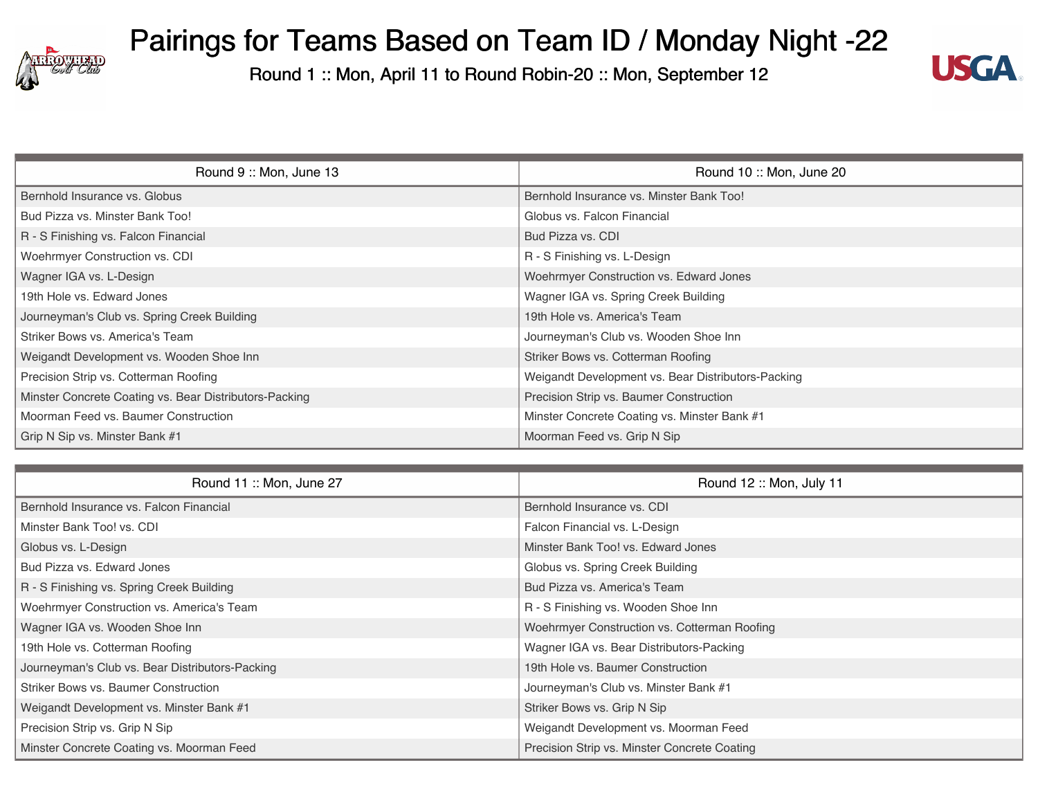# Pairings for Teams Based on Team ID / Monday Night -22

## Round 1 :: Mon, April 11 to Round Robin-20 :: Mon, September 12

| Round 9 :: Mon, June 13 | Round 10 :: Mon, June 20 |
|---|---|
| Bernhold Insurance vs. Globus | Bernhold Insurance vs. Minster Bank Too! |
| Bud Pizza vs. Minster Bank Too! | Globus vs. Falcon Financial |
| R - S Finishing vs. Falcon Financial | Bud Pizza vs. CDI |
| Woehrmyer Construction vs. CDI | R - S Finishing vs. L-Design |
| Wagner IGA vs. L-Design | Woehrmyer Construction vs. Edward Jones |
| 19th Hole vs. Edward Jones | Wagner IGA vs. Spring Creek Building |
| Journeyman's Club vs. Spring Creek Building | 19th Hole vs. America's Team |
| Striker Bows vs. America's Team | Journeyman's Club vs. Wooden Shoe Inn |
| Weigandt Development vs. Wooden Shoe Inn | Striker Bows vs. Cotterman Roofing |
| Precision Strip vs. Cotterman Roofing | Weigandt Development vs. Bear Distributors-Packing |
| Minster Concrete Coating vs. Bear Distributors-Packing | Precision Strip vs. Baumer Construction |
| Moorman Feed vs. Baumer Construction | Minster Concrete Coating vs. Minster Bank #1 |
| Grip N Sip vs. Minster Bank #1 | Moorman Feed vs. Grip N Sip |

| Round 11 :: Mon, June 27 | Round 12 :: Mon, July 11 |
|---|---|
| Bernhold Insurance vs. Falcon Financial | Bernhold Insurance vs. CDI |
| Minster Bank Too! vs. CDI | Falcon Financial vs. L-Design |
| Globus vs. L-Design | Minster Bank Too! vs. Edward Jones |
| Bud Pizza vs. Edward Jones | Globus vs. Spring Creek Building |
| R - S Finishing vs. Spring Creek Building | Bud Pizza vs. America's Team |
| Woehrmyer Construction vs. America's Team | R - S Finishing vs. Wooden Shoe Inn |
| Wagner IGA vs. Wooden Shoe Inn | Woehrmyer Construction vs. Cotterman Roofing |
| 19th Hole vs. Cotterman Roofing | Wagner IGA vs. Bear Distributors-Packing |
| Journeyman's Club vs. Bear Distributors-Packing | 19th Hole vs. Baumer Construction |
| Striker Bows vs. Baumer Construction | Journeyman's Club vs. Minster Bank #1 |
| Weigandt Development vs. Minster Bank #1 | Striker Bows vs. Grip N Sip |
| Precision Strip vs. Grip N Sip | Weigandt Development vs. Moorman Feed |
| Minster Concrete Coating vs. Moorman Feed | Precision Strip vs. Minster Concrete Coating |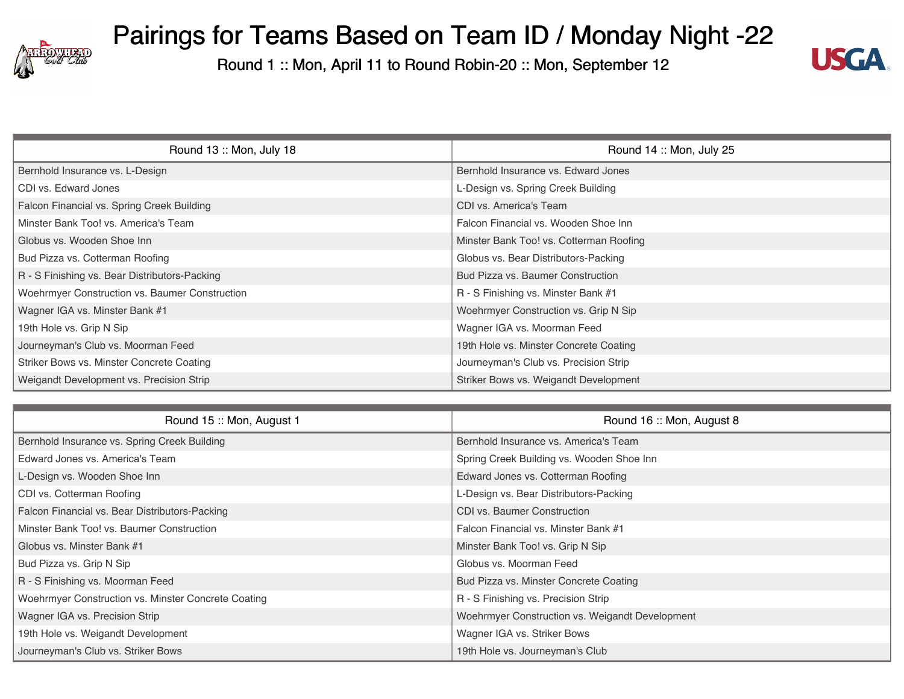# Pairings for Teams Based on Team ID / Monday Night -22

Round 1 :: Mon, April 11 to Round Robin-20 :: Mon, September 12

| Round 13 :: Mon, July 18 | Round 14 :: Mon, July 25 |
|---|---|
| Bernhold Insurance vs. L-Design | Bernhold Insurance vs. Edward Jones |
| CDI vs. Edward Jones | L-Design vs. Spring Creek Building |
| Falcon Financial vs. Spring Creek Building | CDI vs. America's Team |
| Minster Bank Too! vs. America's Team | Falcon Financial vs. Wooden Shoe Inn |
| Globus vs. Wooden Shoe Inn | Minster Bank Too! vs. Cotterman Roofing |
| Bud Pizza vs. Cotterman Roofing | Globus vs. Bear Distributors-Packing |
| R - S Finishing vs. Bear Distributors-Packing | Bud Pizza vs. Baumer Construction |
| Woehrmyer Construction vs. Baumer Construction | R - S Finishing vs. Minster Bank #1 |
| Wagner IGA vs. Minster Bank #1 | Woehrmyer Construction vs. Grip N Sip |
| 19th Hole vs. Grip N Sip | Wagner IGA vs. Moorman Feed |
| Journeyman's Club vs. Moorman Feed | 19th Hole vs. Minster Concrete Coating |
| Striker Bows vs. Minster Concrete Coating | Journeyman's Club vs. Precision Strip |
| Weigandt Development vs. Precision Strip | Striker Bows vs. Weigandt Development |

| Round 15 :: Mon, August 1 | Round 16 :: Mon, August 8 |
|---|---|
| Bernhold Insurance vs. Spring Creek Building | Bernhold Insurance vs. America's Team |
| Edward Jones vs. America's Team | Spring Creek Building vs. Wooden Shoe Inn |
| L-Design vs. Wooden Shoe Inn | Edward Jones vs. Cotterman Roofing |
| CDI vs. Cotterman Roofing | L-Design vs. Bear Distributors-Packing |
| Falcon Financial vs. Bear Distributors-Packing | CDI vs. Baumer Construction |
| Minster Bank Too! vs. Baumer Construction | Falcon Financial vs. Minster Bank #1 |
| Globus vs. Minster Bank #1 | Minster Bank Too! vs. Grip N Sip |
| Bud Pizza vs. Grip N Sip | Globus vs. Moorman Feed |
| R - S Finishing vs. Moorman Feed | Bud Pizza vs. Minster Concrete Coating |
| Woehrmyer Construction vs. Minster Concrete Coating | R - S Finishing vs. Precision Strip |
| Wagner IGA vs. Precision Strip | Woehrmyer Construction vs. Weigandt Development |
| 19th Hole vs. Weigandt Development | Wagner IGA vs. Striker Bows |
| Journeyman's Club vs. Striker Bows | 19th Hole vs. Journeyman's Club |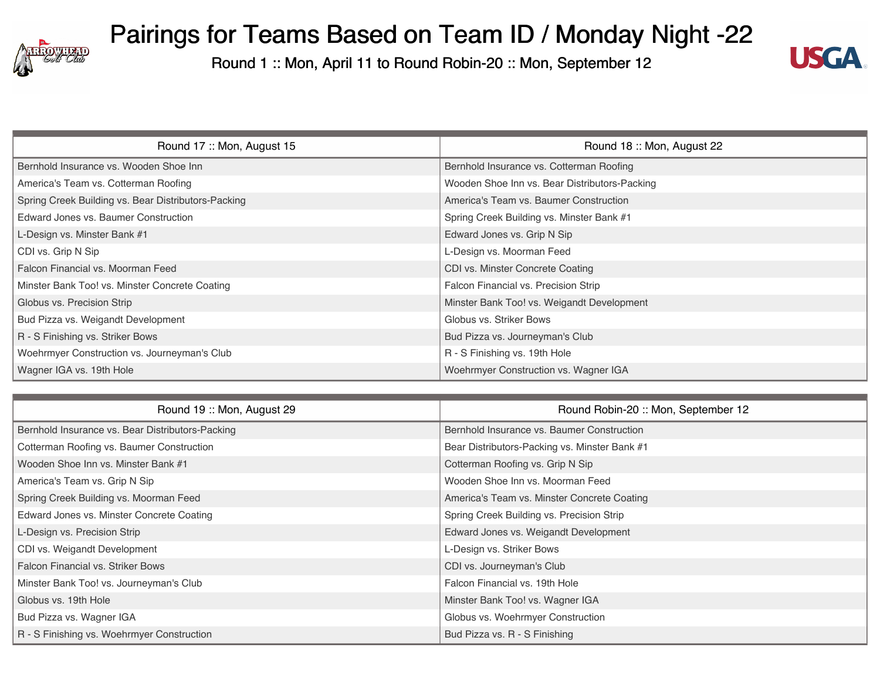# Pairings for Teams Based on Team ID / Monday Night -22

Round 1 :: Mon, April 11 to Round Robin-20 :: Mon, September 12

| Round 17 :: Mon, August 15 | Round 18 :: Mon, August 22 |
|---|---|
| Bernhold Insurance vs. Wooden Shoe Inn | Bernhold Insurance vs. Cotterman Roofing |
| America's Team vs. Cotterman Roofing | Wooden Shoe Inn vs. Bear Distributors-Packing |
| Spring Creek Building vs. Bear Distributors-Packing | America's Team vs. Baumer Construction |
| Edward Jones vs. Baumer Construction | Spring Creek Building vs. Minster Bank #1 |
| L-Design vs. Minster Bank #1 | Edward Jones vs. Grip N Sip |
| CDI vs. Grip N Sip | L-Design vs. Moorman Feed |
| Falcon Financial vs. Moorman Feed | CDI vs. Minster Concrete Coating |
| Minster Bank Too! vs. Minster Concrete Coating | Falcon Financial vs. Precision Strip |
| Globus vs. Precision Strip | Minster Bank Too! vs. Weigandt Development |
| Bud Pizza vs. Weigandt Development | Globus vs. Striker Bows |
| R - S Finishing vs. Striker Bows | Bud Pizza vs. Journeyman's Club |
| Woehrmyer Construction vs. Journeyman's Club | R - S Finishing vs. 19th Hole |
| Wagner IGA vs. 19th Hole | Woehrmyer Construction vs. Wagner IGA |

| Round 19 :: Mon, August 29 | Round Robin-20 :: Mon, September 12 |
|---|---|
| Bernhold Insurance vs. Bear Distributors-Packing | Bernhold Insurance vs. Baumer Construction |
| Cotterman Roofing vs. Baumer Construction | Bear Distributors-Packing vs. Minster Bank #1 |
| Wooden Shoe Inn vs. Minster Bank #1 | Cotterman Roofing vs. Grip N Sip |
| America's Team vs. Grip N Sip | Wooden Shoe Inn vs. Moorman Feed |
| Spring Creek Building vs. Moorman Feed | America's Team vs. Minster Concrete Coating |
| Edward Jones vs. Minster Concrete Coating | Spring Creek Building vs. Precision Strip |
| L-Design vs. Precision Strip | Edward Jones vs. Weigandt Development |
| CDI vs. Weigandt Development | L-Design vs. Striker Bows |
| Falcon Financial vs. Striker Bows | CDI vs. Journeyman's Club |
| Minster Bank Too! vs. Journeyman's Club | Falcon Financial vs. 19th Hole |
| Globus vs. 19th Hole | Minster Bank Too! vs. Wagner IGA |
| Bud Pizza vs. Wagner IGA | Globus vs. Woehrmyer Construction |
| R - S Finishing vs. Woehrmyer Construction | Bud Pizza vs. R - S Finishing |